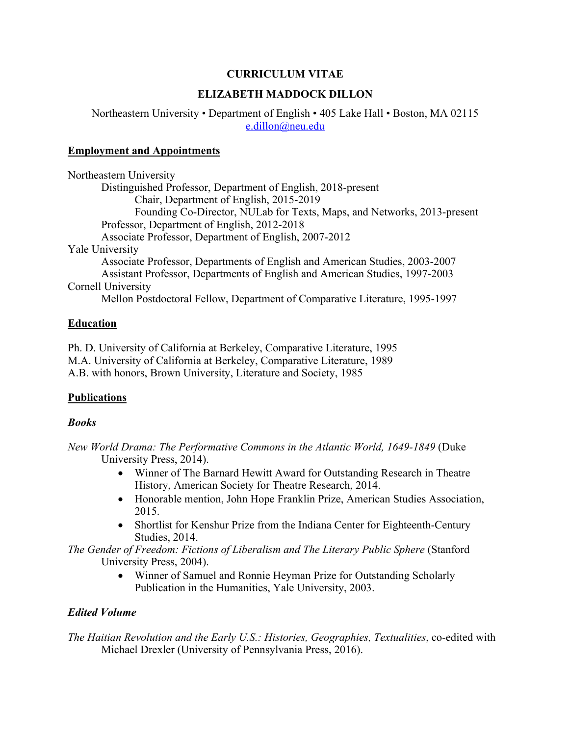# CURRICULUM VITAE

## ELIZABETH MADDOCK DILLON

Northeastern University • Department of English • 405 Lake Hall • Boston, MA 02115
e.dillon@neu.edu

## Employment and Appointments

Northeastern University
- Distinguished Professor, Department of English, 2018-present
  - Chair, Department of English, 2015-2019
  - Founding Co-Director, NULab for Texts, Maps, and Networks, 2013-present
- Professor, Department of English, 2012-2018
- Associate Professor, Department of English, 2007-2012

Yale University
- Associate Professor, Departments of English and American Studies, 2003-2007
- Assistant Professor, Departments of English and American Studies, 1997-2003

Cornell University
- Mellon Postdoctoral Fellow, Department of Comparative Literature, 1995-1997

## Education

Ph. D. University of California at Berkeley, Comparative Literature, 1995
M.A. University of California at Berkeley, Comparative Literature, 1989
A.B. with honors, Brown University, Literature and Society, 1985

## Publications

### *Books*

*New World Drama: The Performative Commons in the Atlantic World, 1649-1849* (Duke University Press, 2014).

- Winner of The Barnard Hewitt Award for Outstanding Research in Theatre History, American Society for Theatre Research, 2014.
- Honorable mention, John Hope Franklin Prize, American Studies Association, 2015.
- Shortlist for Kenshur Prize from the Indiana Center for Eighteenth-Century Studies, 2014.

*The Gender of Freedom: Fictions of Liberalism and The Literary Public Sphere* (Stanford University Press, 2004).

- Winner of Samuel and Ronnie Heyman Prize for Outstanding Scholarly Publication in the Humanities, Yale University, 2003.

### *Edited Volume*

*The Haitian Revolution and the Early U.S.: Histories, Geographies, Textualities*, co-edited with Michael Drexler (University of Pennsylvania Press, 2016).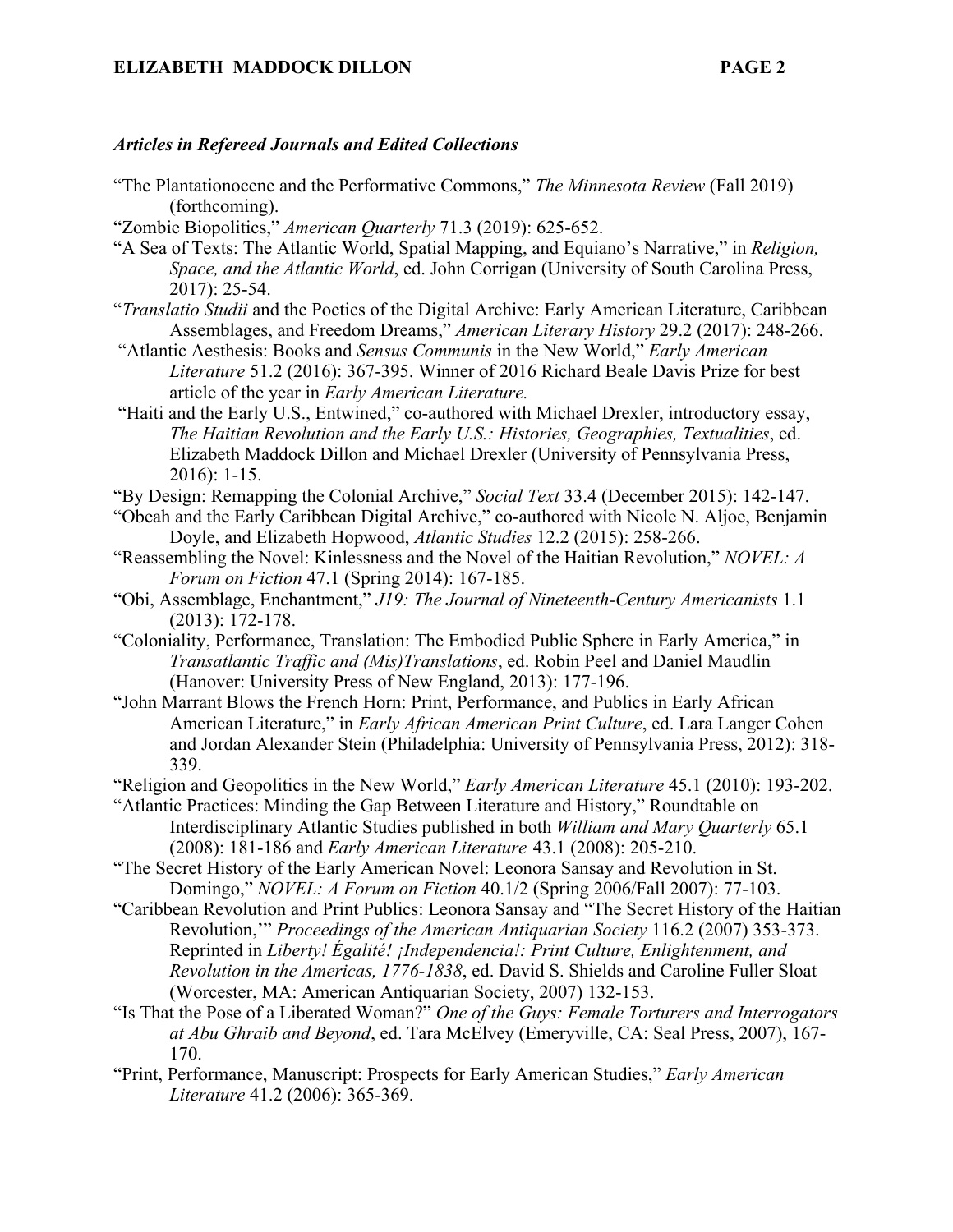### *Articles in Refereed Journals and Edited Collections*

"The Plantationocene and the Performative Commons," *The Minnesota Review* (Fall 2019) (forthcoming).

"Zombie Biopolitics," *American Quarterly* 71.3 (2019): 625-652.

"A Sea of Texts: The Atlantic World, Spatial Mapping, and Equiano's Narrative," in *Religion, Space, and the Atlantic World*, ed. John Corrigan (University of South Carolina Press, 2017): 25-54.

"*Translatio Studii* and the Poetics of the Digital Archive: Early American Literature, Caribbean Assemblages, and Freedom Dreams," *American Literary History* 29.2 (2017): 248-266.

"Atlantic Aesthesis: Books and *Sensus Communis* in the New World," *Early American Literature* 51.2 (2016): 367-395. Winner of 2016 Richard Beale Davis Prize for best article of the year in *Early American Literature.*

"Haiti and the Early U.S., Entwined," co-authored with Michael Drexler, introductory essay, *The Haitian Revolution and the Early U.S.: Histories, Geographies, Textualities*, ed. Elizabeth Maddock Dillon and Michael Drexler (University of Pennsylvania Press, 2016): 1-15.

"By Design: Remapping the Colonial Archive," *Social Text* 33.4 (December 2015): 142-147.

"Obeah and the Early Caribbean Digital Archive," co-authored with Nicole N. Aljoe, Benjamin Doyle, and Elizabeth Hopwood, *Atlantic Studies* 12.2 (2015): 258-266.

"Reassembling the Novel: Kinlessness and the Novel of the Haitian Revolution," *NOVEL: A Forum on Fiction* 47.1 (Spring 2014): 167-185.

"Obi, Assemblage, Enchantment," *J19: The Journal of Nineteenth-Century Americanists* 1.1 (2013): 172-178.

"Coloniality, Performance, Translation: The Embodied Public Sphere in Early America," in *Transatlantic Traffic and (Mis)Translations*, ed. Robin Peel and Daniel Maudlin (Hanover: University Press of New England, 2013): 177-196.

"John Marrant Blows the French Horn: Print, Performance, and Publics in Early African American Literature," in *Early African American Print Culture*, ed. Lara Langer Cohen and Jordan Alexander Stein (Philadelphia: University of Pennsylvania Press, 2012): 318-339.

"Religion and Geopolitics in the New World," *Early American Literature* 45.1 (2010): 193-202.

"Atlantic Practices: Minding the Gap Between Literature and History," Roundtable on Interdisciplinary Atlantic Studies published in both *William and Mary Quarterly* 65.1 (2008): 181-186 and *Early American Literature* 43.1 (2008): 205-210.

"The Secret History of the Early American Novel: Leonora Sansay and Revolution in St. Domingo," *NOVEL: A Forum on Fiction* 40.1/2 (Spring 2006/Fall 2007): 77-103.

"Caribbean Revolution and Print Publics: Leonora Sansay and "The Secret History of the Haitian Revolution,'" *Proceedings of the American Antiquarian Society* 116.2 (2007) 353-373. Reprinted in *Liberty! Égalité! ¡Independencia!: Print Culture, Enlightenment, and Revolution in the Americas, 1776-1838*, ed. David S. Shields and Caroline Fuller Sloat (Worcester, MA: American Antiquarian Society, 2007) 132-153.

"Is That the Pose of a Liberated Woman?" *One of the Guys: Female Torturers and Interrogators at Abu Ghraib and Beyond*, ed. Tara McElvey (Emeryville, CA: Seal Press, 2007), 167-170.

"Print, Performance, Manuscript: Prospects for Early American Studies," *Early American Literature* 41.2 (2006): 365-369.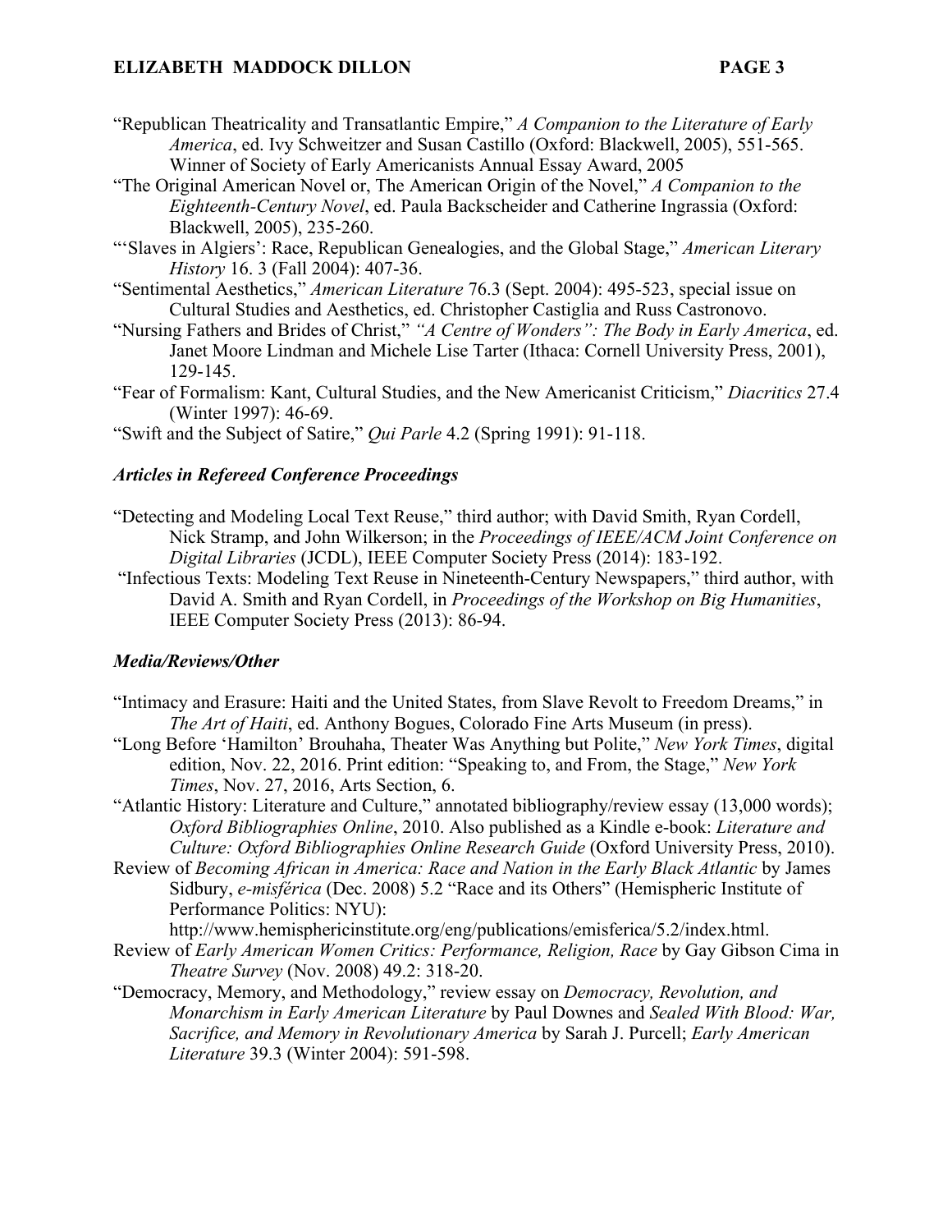"Republican Theatricality and Transatlantic Empire," *A Companion to the Literature of Early America*, ed. Ivy Schweitzer and Susan Castillo (Oxford: Blackwell, 2005), 551-565. Winner of Society of Early Americanists Annual Essay Award, 2005

"The Original American Novel or, The American Origin of the Novel," *A Companion to the Eighteenth-Century Novel*, ed. Paula Backscheider and Catherine Ingrassia (Oxford: Blackwell, 2005), 235-260.

"'Slaves in Algiers': Race, Republican Genealogies, and the Global Stage," *American Literary History* 16. 3 (Fall 2004): 407-36.

"Sentimental Aesthetics," *American Literature* 76.3 (Sept. 2004): 495-523, special issue on Cultural Studies and Aesthetics, ed. Christopher Castiglia and Russ Castronovo.

"Nursing Fathers and Brides of Christ," *"A Centre of Wonders": The Body in Early America*, ed. Janet Moore Lindman and Michele Lise Tarter (Ithaca: Cornell University Press, 2001), 129-145.

"Fear of Formalism: Kant, Cultural Studies, and the New Americanist Criticism," *Diacritics* 27.4 (Winter 1997): 46-69.

"Swift and the Subject of Satire," *Qui Parle* 4.2 (Spring 1991): 91-118.

### *Articles in Refereed Conference Proceedings*

"Detecting and Modeling Local Text Reuse," third author; with David Smith, Ryan Cordell, Nick Stramp, and John Wilkerson; in the *Proceedings of IEEE/ACM Joint Conference on Digital Libraries* (JCDL), IEEE Computer Society Press (2014): 183-192.

"Infectious Texts: Modeling Text Reuse in Nineteenth-Century Newspapers," third author, with David A. Smith and Ryan Cordell, in *Proceedings of the Workshop on Big Humanities*, IEEE Computer Society Press (2013): 86-94.

### *Media/Reviews/Other*

"Intimacy and Erasure: Haiti and the United States, from Slave Revolt to Freedom Dreams," in *The Art of Haiti*, ed. Anthony Bogues, Colorado Fine Arts Museum (in press).

"Long Before 'Hamilton' Brouhaha, Theater Was Anything but Polite," *New York Times*, digital edition, Nov. 22, 2016. Print edition: "Speaking to, and From, the Stage," *New York Times*, Nov. 27, 2016, Arts Section, 6.

"Atlantic History: Literature and Culture," annotated bibliography/review essay (13,000 words); *Oxford Bibliographies Online*, 2010. Also published as a Kindle e-book: *Literature and Culture: Oxford Bibliographies Online Research Guide* (Oxford University Press, 2010).

Review of *Becoming African in America: Race and Nation in the Early Black Atlantic* by James Sidbury, *e-misférica* (Dec. 2008) 5.2 "Race and its Others" (Hemispheric Institute of Performance Politics: NYU): http://www.hemisphericinstitute.org/eng/publications/emisferica/5.2/index.html.

Review of *Early American Women Critics: Performance, Religion, Race* by Gay Gibson Cima in *Theatre Survey* (Nov. 2008) 49.2: 318-20.

"Democracy, Memory, and Methodology," review essay on *Democracy, Revolution, and Monarchism in Early American Literature* by Paul Downes and *Sealed With Blood: War, Sacrifice, and Memory in Revolutionary America* by Sarah J. Purcell; *Early American Literature* 39.3 (Winter 2004): 591-598.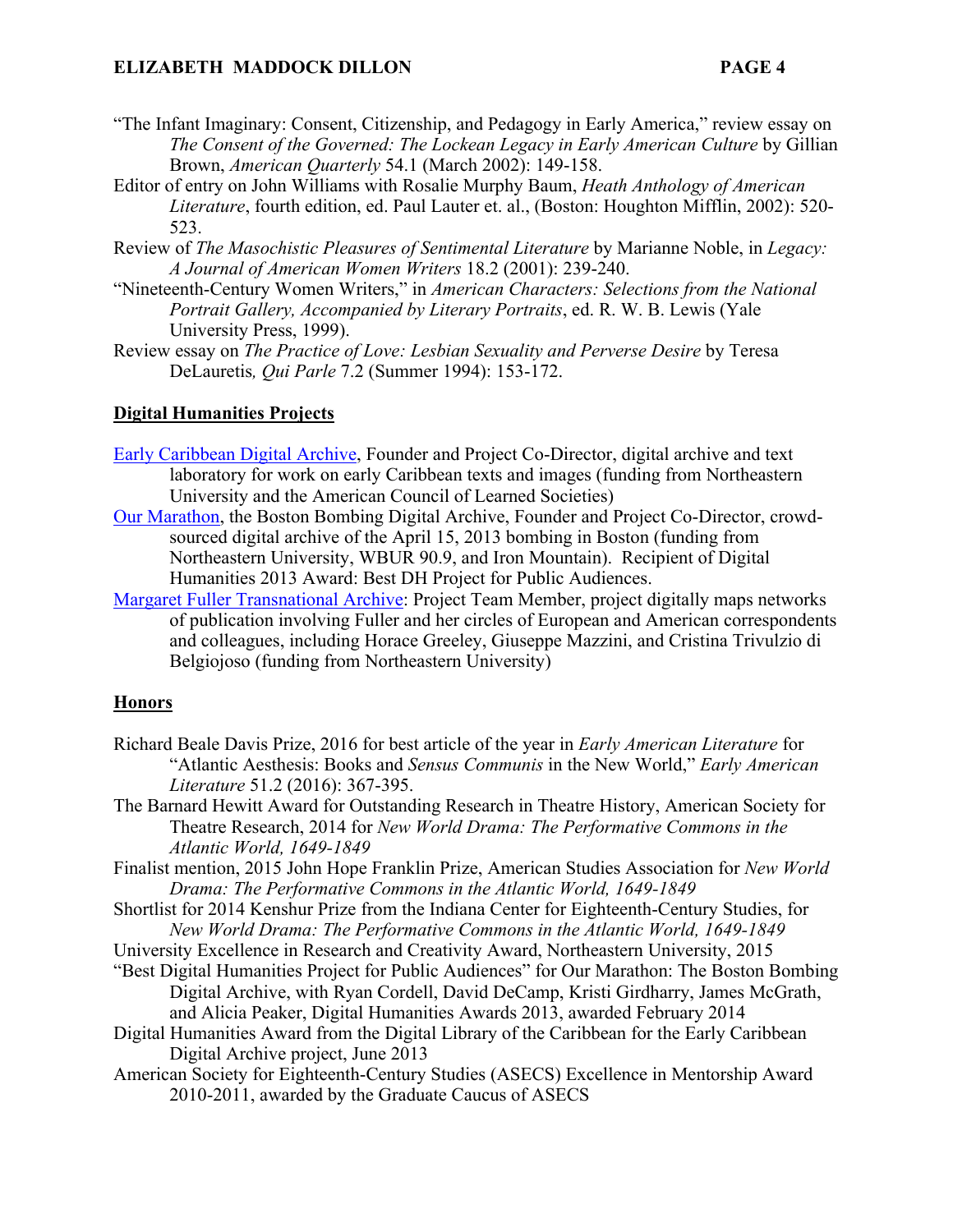"The Infant Imaginary: Consent, Citizenship, and Pedagogy in Early America," review essay on *The Consent of the Governed: The Lockean Legacy in Early American Culture* by Gillian Brown, *American Quarterly* 54.1 (March 2002): 149-158.

Editor of entry on John Williams with Rosalie Murphy Baum, *Heath Anthology of American Literature*, fourth edition, ed. Paul Lauter et. al., (Boston: Houghton Mifflin, 2002): 520-523.

Review of *The Masochistic Pleasures of Sentimental Literature* by Marianne Noble, in *Legacy: A Journal of American Women Writers* 18.2 (2001): 239-240.

"Nineteenth-Century Women Writers," in *American Characters: Selections from the National Portrait Gallery, Accompanied by Literary Portraits*, ed. R. W. B. Lewis (Yale University Press, 1999).

Review essay on *The Practice of Love: Lesbian Sexuality and Perverse Desire* by Teresa DeLauretis*, Qui Parle* 7.2 (Summer 1994): 153-172.

## Digital Humanities Projects

Early Caribbean Digital Archive, Founder and Project Co-Director, digital archive and text laboratory for work on early Caribbean texts and images (funding from Northeastern University and the American Council of Learned Societies)

Our Marathon, the Boston Bombing Digital Archive, Founder and Project Co-Director, crowd-sourced digital archive of the April 15, 2013 bombing in Boston (funding from Northeastern University, WBUR 90.9, and Iron Mountain). Recipient of Digital Humanities 2013 Award: Best DH Project for Public Audiences.

Margaret Fuller Transnational Archive: Project Team Member, project digitally maps networks of publication involving Fuller and her circles of European and American correspondents and colleagues, including Horace Greeley, Giuseppe Mazzini, and Cristina Trivulzio di Belgiojoso (funding from Northeastern University)

## Honors

Richard Beale Davis Prize, 2016 for best article of the year in *Early American Literature* for "Atlantic Aesthesis: Books and *Sensus Communis* in the New World," *Early American Literature* 51.2 (2016): 367-395.

The Barnard Hewitt Award for Outstanding Research in Theatre History, American Society for Theatre Research, 2014 for *New World Drama: The Performative Commons in the Atlantic World, 1649-1849*

Finalist mention, 2015 John Hope Franklin Prize, American Studies Association for *New World Drama: The Performative Commons in the Atlantic World, 1649-1849*

Shortlist for 2014 Kenshur Prize from the Indiana Center for Eighteenth-Century Studies, for *New World Drama: The Performative Commons in the Atlantic World, 1649-1849*

University Excellence in Research and Creativity Award, Northeastern University, 2015

"Best Digital Humanities Project for Public Audiences" for Our Marathon: The Boston Bombing Digital Archive, with Ryan Cordell, David DeCamp, Kristi Girdharry, James McGrath, and Alicia Peaker, Digital Humanities Awards 2013, awarded February 2014

Digital Humanities Award from the Digital Library of the Caribbean for the Early Caribbean Digital Archive project, June 2013

American Society for Eighteenth-Century Studies (ASECS) Excellence in Mentorship Award 2010-2011, awarded by the Graduate Caucus of ASECS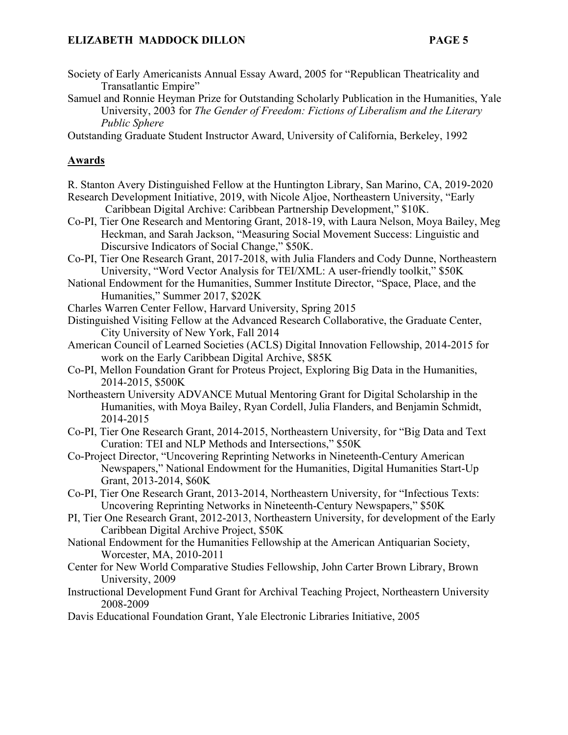Society of Early Americanists Annual Essay Award, 2005 for "Republican Theatricality and Transatlantic Empire"

Samuel and Ronnie Heyman Prize for Outstanding Scholarly Publication in the Humanities, Yale University, 2003 for *The Gender of Freedom: Fictions of Liberalism and the Literary Public Sphere*

Outstanding Graduate Student Instructor Award, University of California, Berkeley, 1992

## Awards

R. Stanton Avery Distinguished Fellow at the Huntington Library, San Marino, CA, 2019-2020

Research Development Initiative, 2019, with Nicole Aljoe, Northeastern University, "Early Caribbean Digital Archive: Caribbean Partnership Development," $10K.

Co-PI, Tier One Research and Mentoring Grant, 2018-19, with Laura Nelson, Moya Bailey, Meg Heckman, and Sarah Jackson, "Measuring Social Movement Success: Linguistic and Discursive Indicators of Social Change," $50K.

Co-PI, Tier One Research Grant, 2017-2018, with Julia Flanders and Cody Dunne, Northeastern University, "Word Vector Analysis for TEI/XML: A user-friendly toolkit," $50K

National Endowment for the Humanities, Summer Institute Director, "Space, Place, and the Humanities," Summer 2017, $202K

Charles Warren Center Fellow, Harvard University, Spring 2015

Distinguished Visiting Fellow at the Advanced Research Collaborative, the Graduate Center, City University of New York, Fall 2014

American Council of Learned Societies (ACLS) Digital Innovation Fellowship, 2014-2015 for work on the Early Caribbean Digital Archive, $85K

Co-PI, Mellon Foundation Grant for Proteus Project, Exploring Big Data in the Humanities, 2014-2015, $500K

Northeastern University ADVANCE Mutual Mentoring Grant for Digital Scholarship in the Humanities, with Moya Bailey, Ryan Cordell, Julia Flanders, and Benjamin Schmidt, 2014-2015

Co-PI, Tier One Research Grant, 2014-2015, Northeastern University, for "Big Data and Text Curation: TEI and NLP Methods and Intersections," $50K

Co-Project Director, "Uncovering Reprinting Networks in Nineteenth-Century American Newspapers," National Endowment for the Humanities, Digital Humanities Start-Up Grant, 2013-2014, $60K

Co-PI, Tier One Research Grant, 2013-2014, Northeastern University, for "Infectious Texts: Uncovering Reprinting Networks in Nineteenth-Century Newspapers," $50K

PI, Tier One Research Grant, 2012-2013, Northeastern University, for development of the Early Caribbean Digital Archive Project, $50K

National Endowment for the Humanities Fellowship at the American Antiquarian Society, Worcester, MA, 2010-2011

Center for New World Comparative Studies Fellowship, John Carter Brown Library, Brown University, 2009

Instructional Development Fund Grant for Archival Teaching Project, Northeastern University 2008-2009

Davis Educational Foundation Grant, Yale Electronic Libraries Initiative, 2005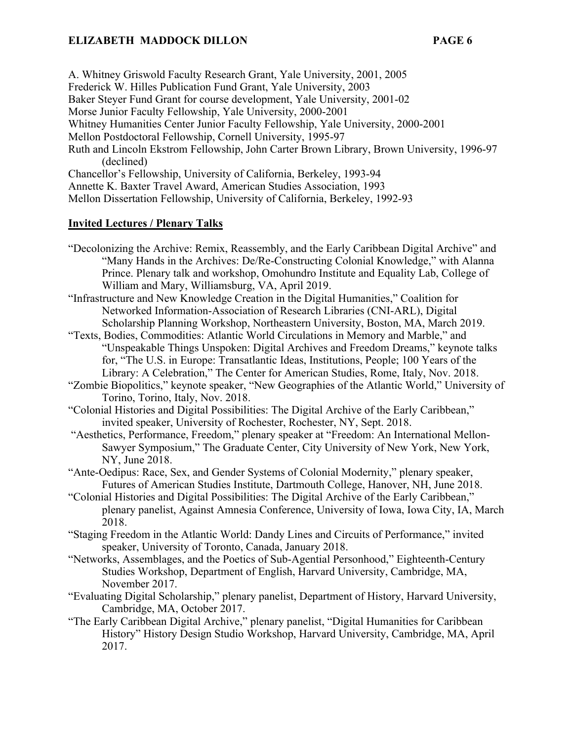A. Whitney Griswold Faculty Research Grant, Yale University, 2001, 2005
Frederick W. Hilles Publication Fund Grant, Yale University, 2003
Baker Steyer Fund Grant for course development, Yale University, 2001-02
Morse Junior Faculty Fellowship, Yale University, 2000-2001
Whitney Humanities Center Junior Faculty Fellowship, Yale University, 2000-2001
Mellon Postdoctoral Fellowship, Cornell University, 1995-97
Ruth and Lincoln Ekstrom Fellowship, John Carter Brown Library, Brown University, 1996-97 (declined)
Chancellor's Fellowship, University of California, Berkeley, 1993-94
Annette K. Baxter Travel Award, American Studies Association, 1993
Mellon Dissertation Fellowship, University of California, Berkeley, 1992-93

## Invited Lectures / Plenary Talks

"Decolonizing the Archive: Remix, Reassembly, and the Early Caribbean Digital Archive" and "Many Hands in the Archives: De/Re-Constructing Colonial Knowledge," with Alanna Prince. Plenary talk and workshop, Omohundro Institute and Equality Lab, College of William and Mary, Williamsburg, VA, April 2019.

"Infrastructure and New Knowledge Creation in the Digital Humanities," Coalition for Networked Information-Association of Research Libraries (CNI-ARL), Digital Scholarship Planning Workshop, Northeastern University, Boston, MA, March 2019.

"Texts, Bodies, Commodities: Atlantic World Circulations in Memory and Marble," and "Unspeakable Things Unspoken: Digital Archives and Freedom Dreams," keynote talks for, "The U.S. in Europe: Transatlantic Ideas, Institutions, People; 100 Years of the Library: A Celebration," The Center for American Studies, Rome, Italy, Nov. 2018.

"Zombie Biopolitics," keynote speaker, "New Geographies of the Atlantic World," University of Torino, Torino, Italy, Nov. 2018.

"Colonial Histories and Digital Possibilities: The Digital Archive of the Early Caribbean," invited speaker, University of Rochester, Rochester, NY, Sept. 2018.

"Aesthetics, Performance, Freedom," plenary speaker at "Freedom: An International Mellon-Sawyer Symposium," The Graduate Center, City University of New York, New York, NY, June 2018.

"Ante-Oedipus: Race, Sex, and Gender Systems of Colonial Modernity," plenary speaker, Futures of American Studies Institute, Dartmouth College, Hanover, NH, June 2018.

"Colonial Histories and Digital Possibilities: The Digital Archive of the Early Caribbean," plenary panelist, Against Amnesia Conference, University of Iowa, Iowa City, IA, March 2018.

"Staging Freedom in the Atlantic World: Dandy Lines and Circuits of Performance," invited speaker, University of Toronto, Canada, January 2018.

"Networks, Assemblages, and the Poetics of Sub-Agential Personhood," Eighteenth-Century Studies Workshop, Department of English, Harvard University, Cambridge, MA, November 2017.

"Evaluating Digital Scholarship," plenary panelist, Department of History, Harvard University, Cambridge, MA, October 2017.

"The Early Caribbean Digital Archive," plenary panelist, "Digital Humanities for Caribbean History" History Design Studio Workshop, Harvard University, Cambridge, MA, April 2017.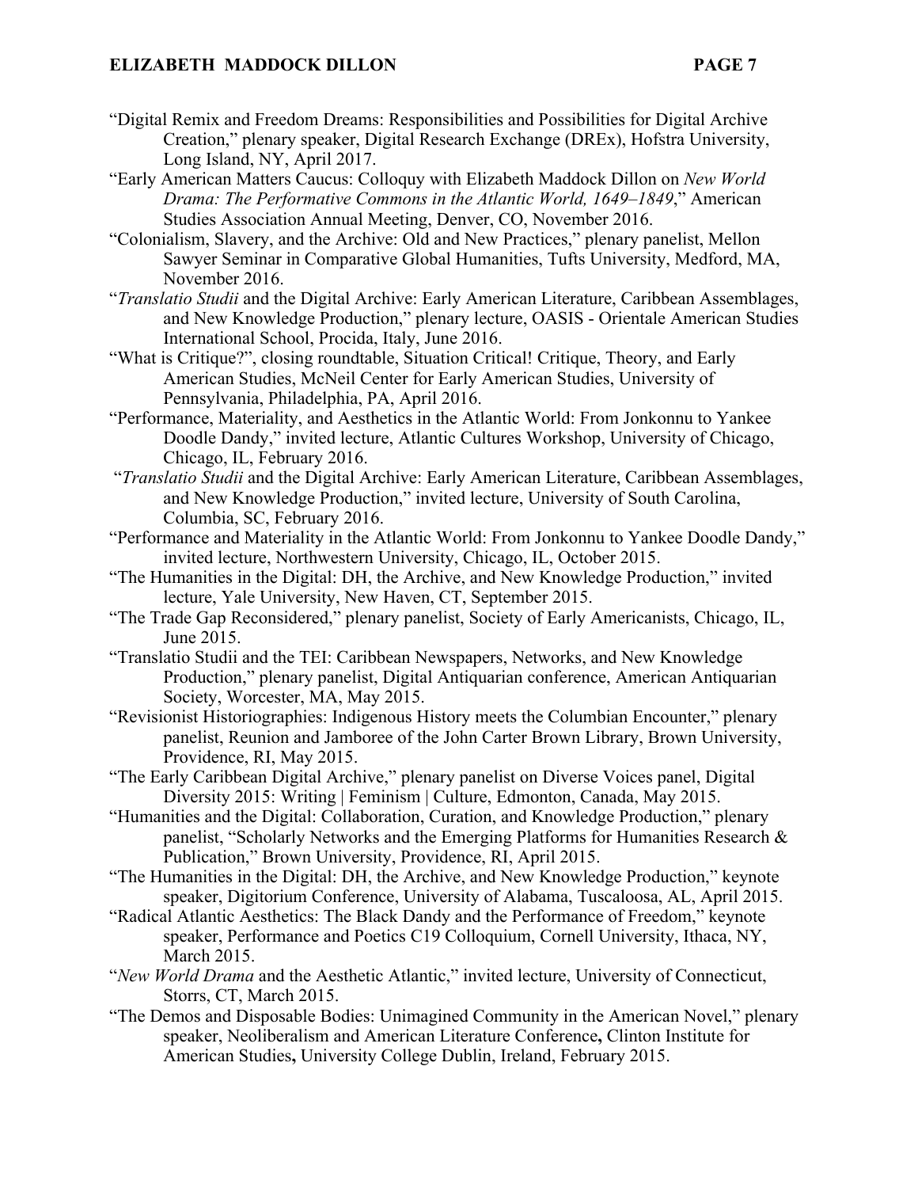"Digital Remix and Freedom Dreams: Responsibilities and Possibilities for Digital Archive Creation," plenary speaker, Digital Research Exchange (DREx), Hofstra University, Long Island, NY, April 2017.

"Early American Matters Caucus: Colloquy with Elizabeth Maddock Dillon on *New World Drama: The Performative Commons in the Atlantic World, 1649–1849*," American Studies Association Annual Meeting, Denver, CO, November 2016.

"Colonialism, Slavery, and the Archive: Old and New Practices," plenary panelist, Mellon Sawyer Seminar in Comparative Global Humanities, Tufts University, Medford, MA, November 2016.

"*Translatio Studii* and the Digital Archive: Early American Literature, Caribbean Assemblages, and New Knowledge Production," plenary lecture, OASIS - Orientale American Studies International School, Procida, Italy, June 2016.

"What is Critique?", closing roundtable, Situation Critical! Critique, Theory, and Early American Studies, McNeil Center for Early American Studies, University of Pennsylvania, Philadelphia, PA, April 2016.

"Performance, Materiality, and Aesthetics in the Atlantic World: From Jonkonnu to Yankee Doodle Dandy," invited lecture, Atlantic Cultures Workshop, University of Chicago, Chicago, IL, February 2016.

"*Translatio Studii* and the Digital Archive: Early American Literature, Caribbean Assemblages, and New Knowledge Production," invited lecture, University of South Carolina, Columbia, SC, February 2016.

"Performance and Materiality in the Atlantic World: From Jonkonnu to Yankee Doodle Dandy," invited lecture, Northwestern University, Chicago, IL, October 2015.

"The Humanities in the Digital: DH, the Archive, and New Knowledge Production," invited lecture, Yale University, New Haven, CT, September 2015.

"The Trade Gap Reconsidered," plenary panelist, Society of Early Americanists, Chicago, IL, June 2015.

"Translatio Studii and the TEI: Caribbean Newspapers, Networks, and New Knowledge Production," plenary panelist, Digital Antiquarian conference, American Antiquarian Society, Worcester, MA, May 2015.

"Revisionist Historiographies: Indigenous History meets the Columbian Encounter," plenary panelist, Reunion and Jamboree of the John Carter Brown Library, Brown University, Providence, RI, May 2015.

"The Early Caribbean Digital Archive," plenary panelist on Diverse Voices panel, Digital Diversity 2015: Writing | Feminism | Culture, Edmonton, Canada, May 2015.

"Humanities and the Digital: Collaboration, Curation, and Knowledge Production," plenary panelist, "Scholarly Networks and the Emerging Platforms for Humanities Research & Publication," Brown University, Providence, RI, April 2015.

"The Humanities in the Digital: DH, the Archive, and New Knowledge Production," keynote speaker, Digitorium Conference, University of Alabama, Tuscaloosa, AL, April 2015.

"Radical Atlantic Aesthetics: The Black Dandy and the Performance of Freedom," keynote speaker, Performance and Poetics C19 Colloquium, Cornell University, Ithaca, NY, March 2015.

"*New World Drama* and the Aesthetic Atlantic," invited lecture, University of Connecticut, Storrs, CT, March 2015.

"The Demos and Disposable Bodies: Unimagined Community in the American Novel," plenary speaker, Neoliberalism and American Literature Conference**,** Clinton Institute for American Studies**,** University College Dublin, Ireland, February 2015.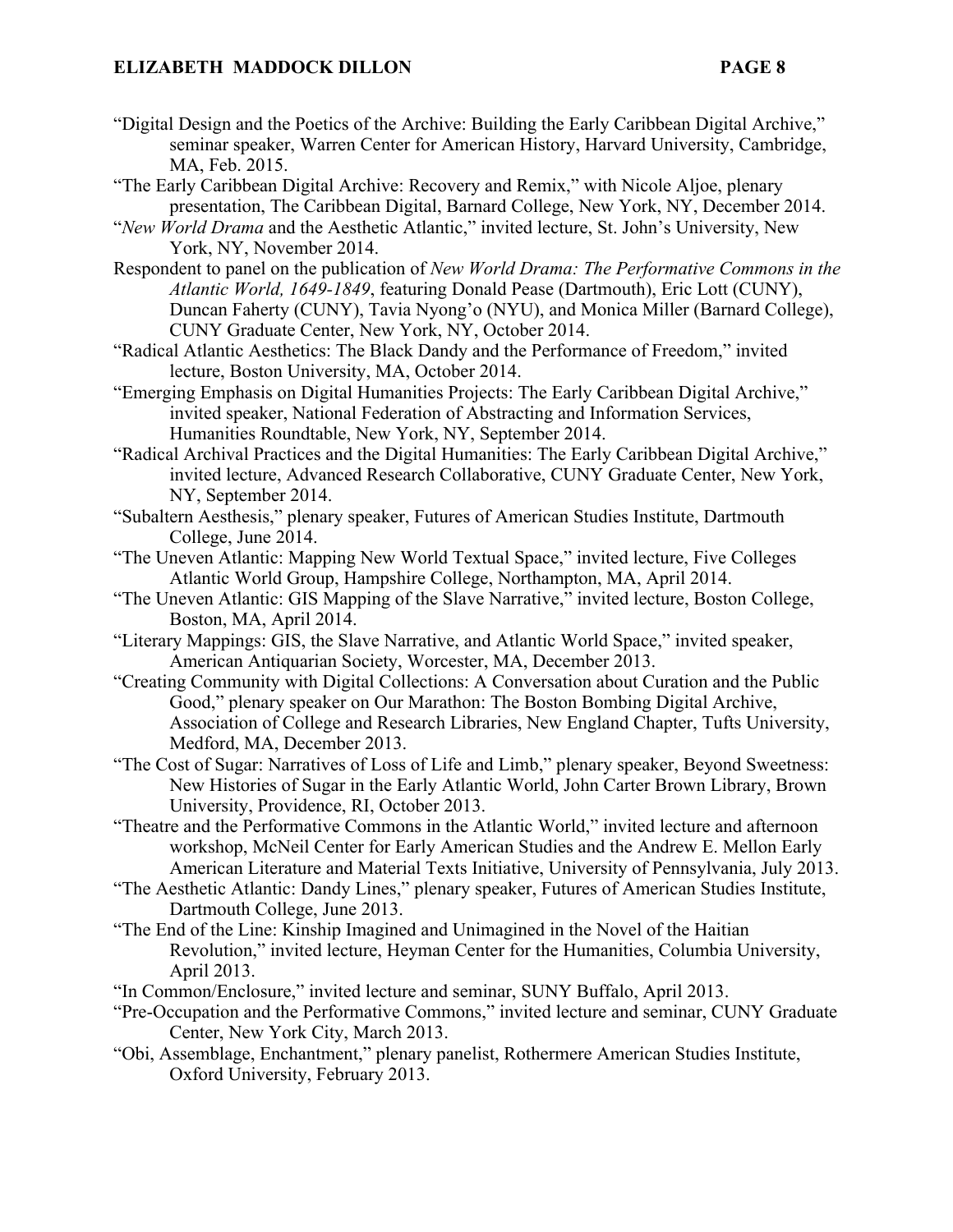"Digital Design and the Poetics of the Archive: Building the Early Caribbean Digital Archive," seminar speaker, Warren Center for American History, Harvard University, Cambridge, MA, Feb. 2015.

"The Early Caribbean Digital Archive: Recovery and Remix," with Nicole Aljoe, plenary presentation, The Caribbean Digital, Barnard College, New York, NY, December 2014.

"*New World Drama* and the Aesthetic Atlantic," invited lecture, St. John's University, New York, NY, November 2014.

Respondent to panel on the publication of *New World Drama: The Performative Commons in the Atlantic World, 1649-1849*, featuring Donald Pease (Dartmouth), Eric Lott (CUNY), Duncan Faherty (CUNY), Tavia Nyong'o (NYU), and Monica Miller (Barnard College), CUNY Graduate Center, New York, NY, October 2014.

"Radical Atlantic Aesthetics: The Black Dandy and the Performance of Freedom," invited lecture, Boston University, MA, October 2014.

"Emerging Emphasis on Digital Humanities Projects: The Early Caribbean Digital Archive," invited speaker, National Federation of Abstracting and Information Services, Humanities Roundtable, New York, NY, September 2014.

"Radical Archival Practices and the Digital Humanities: The Early Caribbean Digital Archive," invited lecture, Advanced Research Collaborative, CUNY Graduate Center, New York, NY, September 2014.

"Subaltern Aesthesis," plenary speaker, Futures of American Studies Institute, Dartmouth College, June 2014.

"The Uneven Atlantic: Mapping New World Textual Space," invited lecture, Five Colleges Atlantic World Group, Hampshire College, Northampton, MA, April 2014.

"The Uneven Atlantic: GIS Mapping of the Slave Narrative," invited lecture, Boston College, Boston, MA, April 2014.

"Literary Mappings: GIS, the Slave Narrative, and Atlantic World Space," invited speaker, American Antiquarian Society, Worcester, MA, December 2013.

"Creating Community with Digital Collections: A Conversation about Curation and the Public Good," plenary speaker on Our Marathon: The Boston Bombing Digital Archive, Association of College and Research Libraries, New England Chapter, Tufts University, Medford, MA, December 2013.

"The Cost of Sugar: Narratives of Loss of Life and Limb," plenary speaker, Beyond Sweetness: New Histories of Sugar in the Early Atlantic World, John Carter Brown Library, Brown University, Providence, RI, October 2013.

"Theatre and the Performative Commons in the Atlantic World," invited lecture and afternoon workshop, McNeil Center for Early American Studies and the Andrew E. Mellon Early American Literature and Material Texts Initiative, University of Pennsylvania, July 2013.

"The Aesthetic Atlantic: Dandy Lines," plenary speaker, Futures of American Studies Institute, Dartmouth College, June 2013.

"The End of the Line: Kinship Imagined and Unimagined in the Novel of the Haitian Revolution," invited lecture, Heyman Center for the Humanities, Columbia University, April 2013.

"In Common/Enclosure," invited lecture and seminar, SUNY Buffalo, April 2013.

"Pre-Occupation and the Performative Commons," invited lecture and seminar, CUNY Graduate Center, New York City, March 2013.

"Obi, Assemblage, Enchantment," plenary panelist, Rothermere American Studies Institute, Oxford University, February 2013.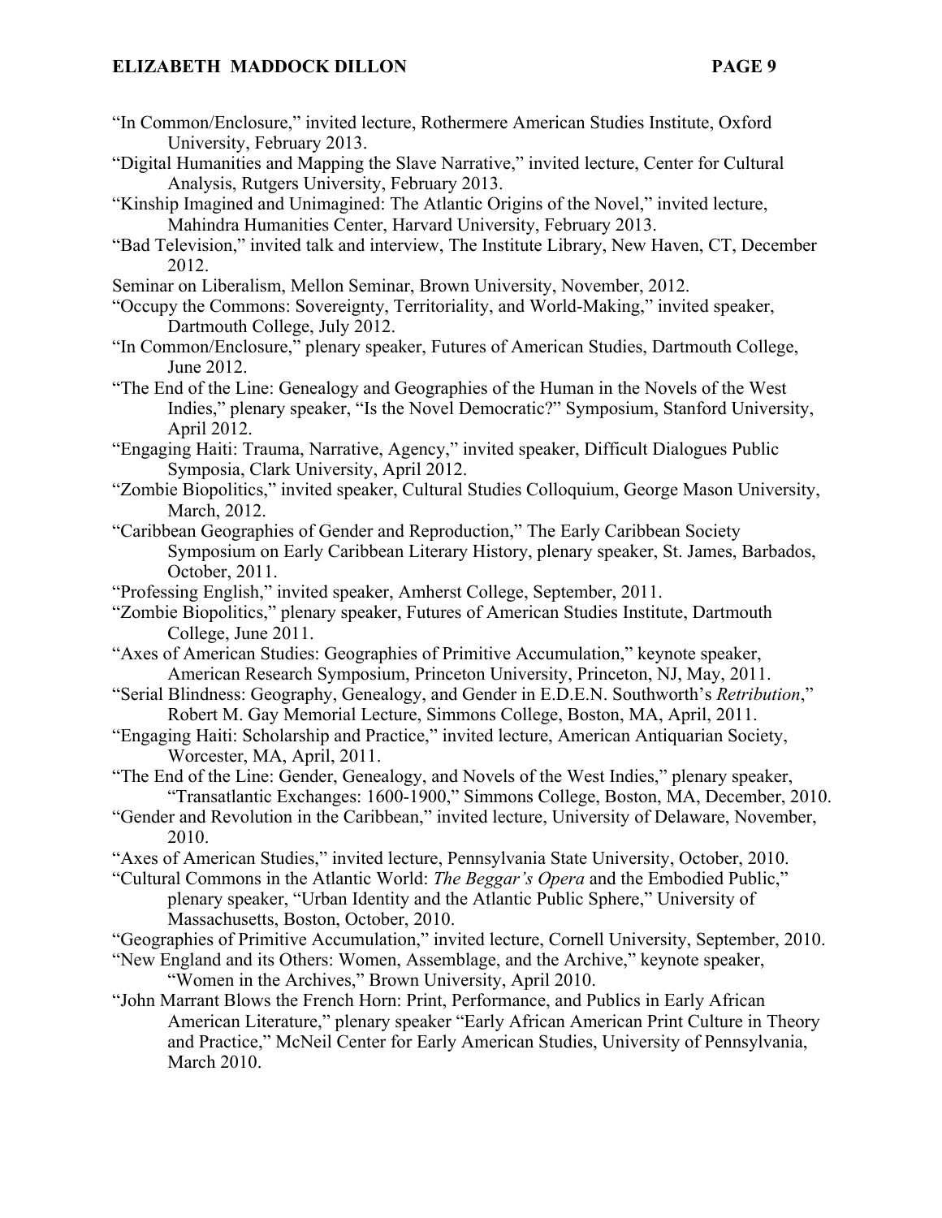"In Common/Enclosure," invited lecture, Rothermere American Studies Institute, Oxford University, February 2013.

"Digital Humanities and Mapping the Slave Narrative," invited lecture, Center for Cultural Analysis, Rutgers University, February 2013.

"Kinship Imagined and Unimagined: The Atlantic Origins of the Novel," invited lecture, Mahindra Humanities Center, Harvard University, February 2013.

"Bad Television," invited talk and interview, The Institute Library, New Haven, CT, December 2012.

Seminar on Liberalism, Mellon Seminar, Brown University, November, 2012.

"Occupy the Commons: Sovereignty, Territoriality, and World-Making," invited speaker, Dartmouth College, July 2012.

"In Common/Enclosure," plenary speaker, Futures of American Studies, Dartmouth College, June 2012.

"The End of the Line: Genealogy and Geographies of the Human in the Novels of the West Indies," plenary speaker, "Is the Novel Democratic?" Symposium, Stanford University, April 2012.

"Engaging Haiti: Trauma, Narrative, Agency," invited speaker, Difficult Dialogues Public Symposia, Clark University, April 2012.

"Zombie Biopolitics," invited speaker, Cultural Studies Colloquium, George Mason University, March, 2012.

"Caribbean Geographies of Gender and Reproduction," The Early Caribbean Society Symposium on Early Caribbean Literary History, plenary speaker, St. James, Barbados, October, 2011.

"Professing English," invited speaker, Amherst College, September, 2011.

"Zombie Biopolitics," plenary speaker, Futures of American Studies Institute, Dartmouth College, June 2011.

"Axes of American Studies: Geographies of Primitive Accumulation," keynote speaker, American Research Symposium, Princeton University, Princeton, NJ, May, 2011.

"Serial Blindness: Geography, Genealogy, and Gender in E.D.E.N. Southworth's *Retribution*," Robert M. Gay Memorial Lecture, Simmons College, Boston, MA, April, 2011.

"Engaging Haiti: Scholarship and Practice," invited lecture, American Antiquarian Society, Worcester, MA, April, 2011.

"The End of the Line: Gender, Genealogy, and Novels of the West Indies," plenary speaker, "Transatlantic Exchanges: 1600-1900," Simmons College, Boston, MA, December, 2010.

"Gender and Revolution in the Caribbean," invited lecture, University of Delaware, November, 2010.

"Axes of American Studies," invited lecture, Pennsylvania State University, October, 2010.

"Cultural Commons in the Atlantic World: *The Beggar's Opera* and the Embodied Public," plenary speaker, "Urban Identity and the Atlantic Public Sphere," University of Massachusetts, Boston, October, 2010.

"Geographies of Primitive Accumulation," invited lecture, Cornell University, September, 2010.

"New England and its Others: Women, Assemblage, and the Archive," keynote speaker, "Women in the Archives," Brown University, April 2010.

"John Marrant Blows the French Horn: Print, Performance, and Publics in Early African American Literature," plenary speaker "Early African American Print Culture in Theory and Practice," McNeil Center for Early American Studies, University of Pennsylvania, March 2010.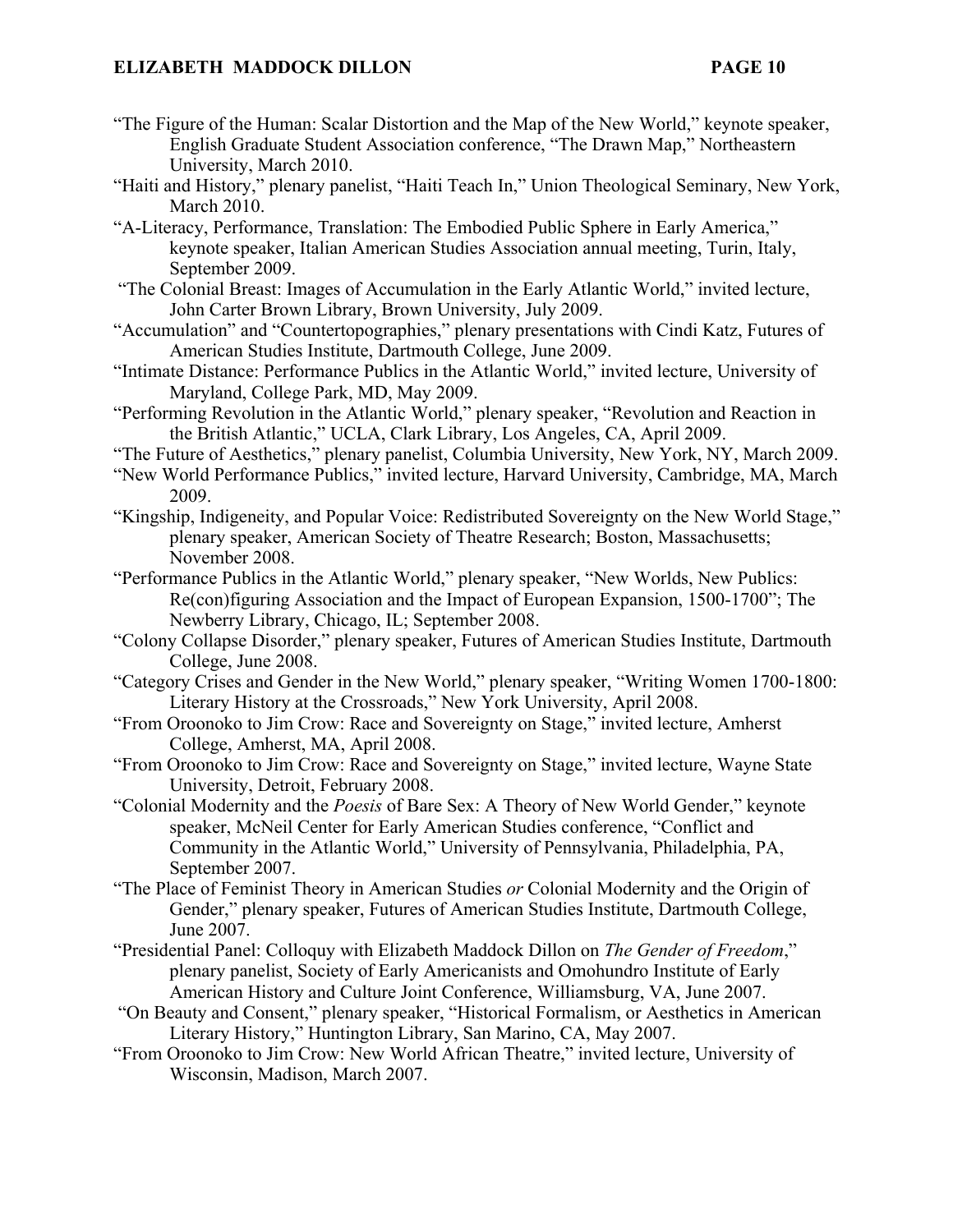"The Figure of the Human: Scalar Distortion and the Map of the New World," keynote speaker, English Graduate Student Association conference, "The Drawn Map," Northeastern University, March 2010.

"Haiti and History," plenary panelist, "Haiti Teach In," Union Theological Seminary, New York, March 2010.

"A-Literacy, Performance, Translation: The Embodied Public Sphere in Early America," keynote speaker, Italian American Studies Association annual meeting, Turin, Italy, September 2009.

"The Colonial Breast: Images of Accumulation in the Early Atlantic World," invited lecture, John Carter Brown Library, Brown University, July 2009.

"Accumulation" and "Countertopographies," plenary presentations with Cindi Katz, Futures of American Studies Institute, Dartmouth College, June 2009.

"Intimate Distance: Performance Publics in the Atlantic World," invited lecture, University of Maryland, College Park, MD, May 2009.

"Performing Revolution in the Atlantic World," plenary speaker, "Revolution and Reaction in the British Atlantic," UCLA, Clark Library, Los Angeles, CA, April 2009.

"The Future of Aesthetics," plenary panelist, Columbia University, New York, NY, March 2009.

"New World Performance Publics," invited lecture, Harvard University, Cambridge, MA, March 2009.

"Kingship, Indigeneity, and Popular Voice: Redistributed Sovereignty on the New World Stage," plenary speaker, American Society of Theatre Research; Boston, Massachusetts; November 2008.

"Performance Publics in the Atlantic World," plenary speaker, "New Worlds, New Publics: Re(con)figuring Association and the Impact of European Expansion, 1500-1700"; The Newberry Library, Chicago, IL; September 2008.

"Colony Collapse Disorder," plenary speaker, Futures of American Studies Institute, Dartmouth College, June 2008.

"Category Crises and Gender in the New World," plenary speaker, "Writing Women 1700-1800: Literary History at the Crossroads," New York University, April 2008.

"From Oroonoko to Jim Crow: Race and Sovereignty on Stage," invited lecture, Amherst College, Amherst, MA, April 2008.

"From Oroonoko to Jim Crow: Race and Sovereignty on Stage," invited lecture, Wayne State University, Detroit, February 2008.

"Colonial Modernity and the *Poesis* of Bare Sex: A Theory of New World Gender," keynote speaker, McNeil Center for Early American Studies conference, "Conflict and Community in the Atlantic World," University of Pennsylvania, Philadelphia, PA, September 2007.

"The Place of Feminist Theory in American Studies *or* Colonial Modernity and the Origin of Gender," plenary speaker, Futures of American Studies Institute, Dartmouth College, June 2007.

"Presidential Panel: Colloquy with Elizabeth Maddock Dillon on *The Gender of Freedom*," plenary panelist, Society of Early Americanists and Omohundro Institute of Early American History and Culture Joint Conference, Williamsburg, VA, June 2007.

"On Beauty and Consent," plenary speaker, "Historical Formalism, or Aesthetics in American Literary History," Huntington Library, San Marino, CA, May 2007.

"From Oroonoko to Jim Crow: New World African Theatre," invited lecture, University of Wisconsin, Madison, March 2007.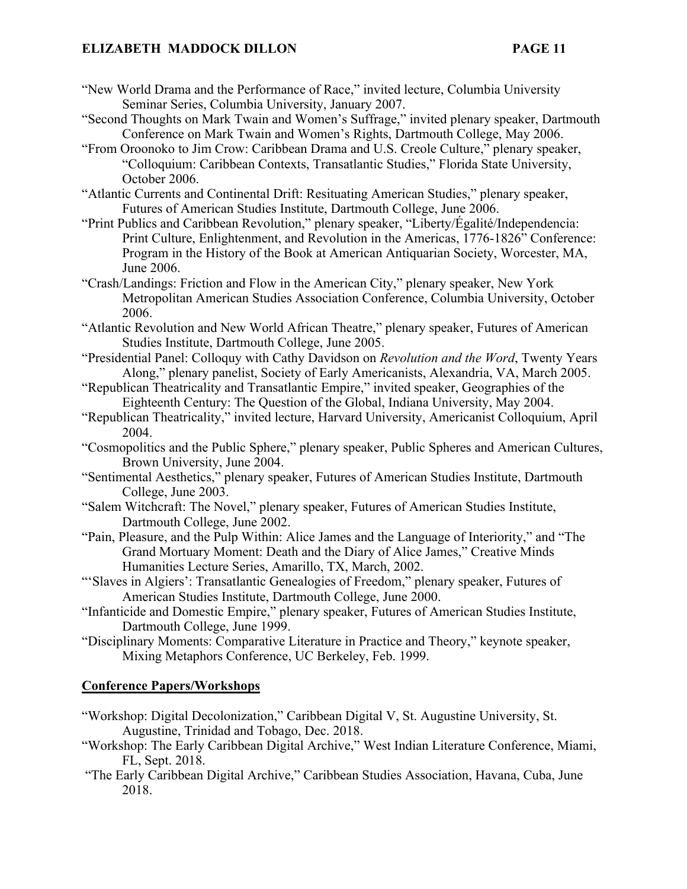"New World Drama and the Performance of Race," invited lecture, Columbia University Seminar Series, Columbia University, January 2007.

"Second Thoughts on Mark Twain and Women's Suffrage," invited plenary speaker, Dartmouth Conference on Mark Twain and Women's Rights, Dartmouth College, May 2006.

"From Oroonoko to Jim Crow: Caribbean Drama and U.S. Creole Culture," plenary speaker, "Colloquium: Caribbean Contexts, Transatlantic Studies," Florida State University, October 2006.

"Atlantic Currents and Continental Drift: Resituating American Studies," plenary speaker, Futures of American Studies Institute, Dartmouth College, June 2006.

"Print Publics and Caribbean Revolution," plenary speaker, "Liberty/Égalité/Independencia: Print Culture, Enlightenment, and Revolution in the Americas, 1776-1826" Conference: Program in the History of the Book at American Antiquarian Society, Worcester, MA, June 2006.

"Crash/Landings: Friction and Flow in the American City," plenary speaker, New York Metropolitan American Studies Association Conference, Columbia University, October 2006.

"Atlantic Revolution and New World African Theatre," plenary speaker, Futures of American Studies Institute, Dartmouth College, June 2005.

"Presidential Panel: Colloquy with Cathy Davidson on *Revolution and the Word*, Twenty Years Along," plenary panelist, Society of Early Americanists, Alexandria, VA, March 2005.

"Republican Theatricality and Transatlantic Empire," invited speaker, Geographies of the Eighteenth Century: The Question of the Global, Indiana University, May 2004.

"Republican Theatricality," invited lecture, Harvard University, Americanist Colloquium, April 2004.

"Cosmopolitics and the Public Sphere," plenary speaker, Public Spheres and American Cultures, Brown University, June 2004.

"Sentimental Aesthetics," plenary speaker, Futures of American Studies Institute, Dartmouth College, June 2003.

"Salem Witchcraft: The Novel," plenary speaker, Futures of American Studies Institute, Dartmouth College, June 2002.

"Pain, Pleasure, and the Pulp Within: Alice James and the Language of Interiority," and "The Grand Mortuary Moment: Death and the Diary of Alice James," Creative Minds Humanities Lecture Series, Amarillo, TX, March, 2002.

"'Slaves in Algiers': Transatlantic Genealogies of Freedom," plenary speaker, Futures of American Studies Institute, Dartmouth College, June 2000.

"Infanticide and Domestic Empire," plenary speaker, Futures of American Studies Institute, Dartmouth College, June 1999.

"Disciplinary Moments: Comparative Literature in Practice and Theory," keynote speaker, Mixing Metaphors Conference, UC Berkeley, Feb. 1999.

## Conference Papers/Workshops

"Workshop: Digital Decolonization," Caribbean Digital V, St. Augustine University, St. Augustine, Trinidad and Tobago, Dec. 2018.

"Workshop: The Early Caribbean Digital Archive," West Indian Literature Conference, Miami, FL, Sept. 2018.

"The Early Caribbean Digital Archive," Caribbean Studies Association, Havana, Cuba, June 2018.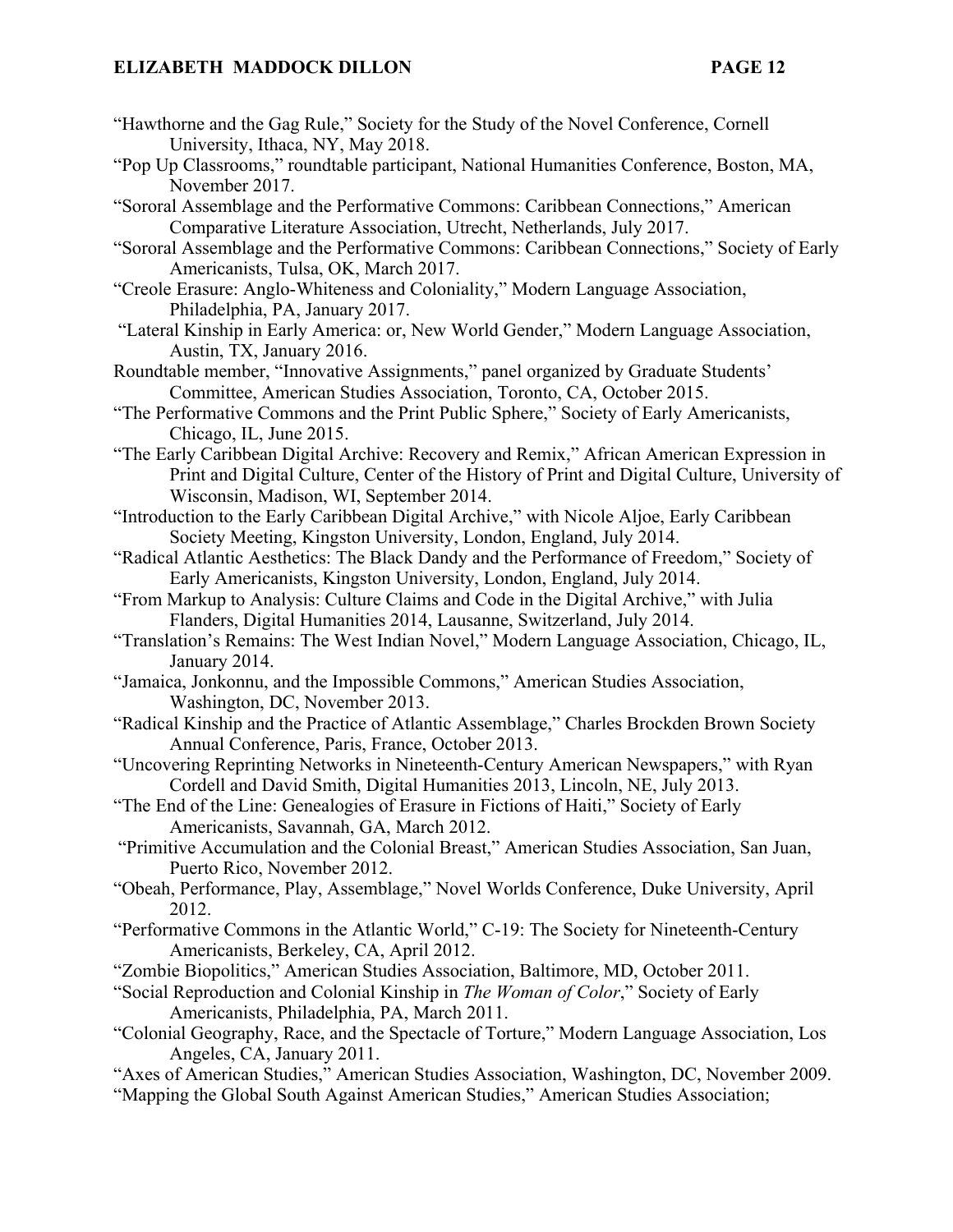"Hawthorne and the Gag Rule," Society for the Study of the Novel Conference, Cornell University, Ithaca, NY, May 2018.

"Pop Up Classrooms," roundtable participant, National Humanities Conference, Boston, MA, November 2017.

"Sororal Assemblage and the Performative Commons: Caribbean Connections," American Comparative Literature Association, Utrecht, Netherlands, July 2017.

"Sororal Assemblage and the Performative Commons: Caribbean Connections," Society of Early Americanists, Tulsa, OK, March 2017.

"Creole Erasure: Anglo-Whiteness and Coloniality," Modern Language Association, Philadelphia, PA, January 2017.

"Lateral Kinship in Early America: or, New World Gender," Modern Language Association, Austin, TX, January 2016.

Roundtable member, "Innovative Assignments," panel organized by Graduate Students' Committee, American Studies Association, Toronto, CA, October 2015.

"The Performative Commons and the Print Public Sphere," Society of Early Americanists, Chicago, IL, June 2015.

"The Early Caribbean Digital Archive: Recovery and Remix," African American Expression in Print and Digital Culture, Center of the History of Print and Digital Culture, University of Wisconsin, Madison, WI, September 2014.

"Introduction to the Early Caribbean Digital Archive," with Nicole Aljoe, Early Caribbean Society Meeting, Kingston University, London, England, July 2014.

"Radical Atlantic Aesthetics: The Black Dandy and the Performance of Freedom," Society of Early Americanists, Kingston University, London, England, July 2014.

"From Markup to Analysis: Culture Claims and Code in the Digital Archive," with Julia Flanders, Digital Humanities 2014, Lausanne, Switzerland, July 2014.

"Translation's Remains: The West Indian Novel," Modern Language Association, Chicago, IL, January 2014.

"Jamaica, Jonkonnu, and the Impossible Commons," American Studies Association, Washington, DC, November 2013.

"Radical Kinship and the Practice of Atlantic Assemblage," Charles Brockden Brown Society Annual Conference, Paris, France, October 2013.

"Uncovering Reprinting Networks in Nineteenth-Century American Newspapers," with Ryan Cordell and David Smith, Digital Humanities 2013, Lincoln, NE, July 2013.

"The End of the Line: Genealogies of Erasure in Fictions of Haiti," Society of Early Americanists, Savannah, GA, March 2012.

"Primitive Accumulation and the Colonial Breast," American Studies Association, San Juan, Puerto Rico, November 2012.

"Obeah, Performance, Play, Assemblage," Novel Worlds Conference, Duke University, April 2012.

"Performative Commons in the Atlantic World," C-19: The Society for Nineteenth-Century Americanists, Berkeley, CA, April 2012.

"Zombie Biopolitics," American Studies Association, Baltimore, MD, October 2011.

"Social Reproduction and Colonial Kinship in *The Woman of Color*," Society of Early Americanists, Philadelphia, PA, March 2011.

"Colonial Geography, Race, and the Spectacle of Torture," Modern Language Association, Los Angeles, CA, January 2011.

"Axes of American Studies," American Studies Association, Washington, DC, November 2009.

"Mapping the Global South Against American Studies," American Studies Association;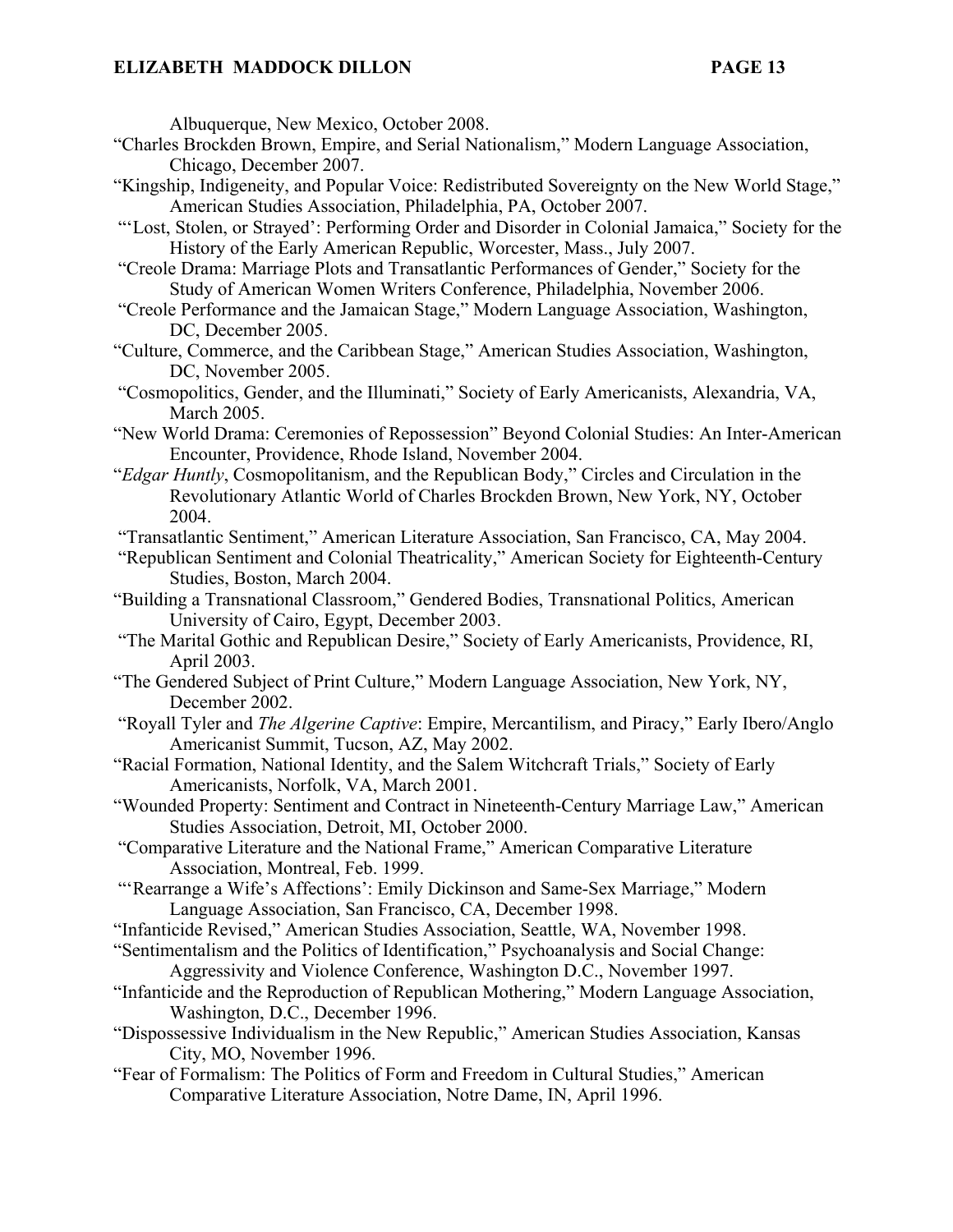Albuquerque, New Mexico, October 2008.

"Charles Brockden Brown, Empire, and Serial Nationalism," Modern Language Association, Chicago, December 2007.

"Kingship, Indigeneity, and Popular Voice: Redistributed Sovereignty on the New World Stage," American Studies Association, Philadelphia, PA, October 2007.

"'Lost, Stolen, or Strayed': Performing Order and Disorder in Colonial Jamaica," Society for the History of the Early American Republic, Worcester, Mass., July 2007.

"Creole Drama: Marriage Plots and Transatlantic Performances of Gender," Society for the Study of American Women Writers Conference, Philadelphia, November 2006.

"Creole Performance and the Jamaican Stage," Modern Language Association, Washington, DC, December 2005.

"Culture, Commerce, and the Caribbean Stage," American Studies Association, Washington, DC, November 2005.

"Cosmopolitics, Gender, and the Illuminati," Society of Early Americanists, Alexandria, VA, March 2005.

"New World Drama: Ceremonies of Repossession" Beyond Colonial Studies: An Inter-American Encounter, Providence, Rhode Island, November 2004.

"*Edgar Huntly*, Cosmopolitanism, and the Republican Body," Circles and Circulation in the Revolutionary Atlantic World of Charles Brockden Brown, New York, NY, October 2004.

"Transatlantic Sentiment," American Literature Association, San Francisco, CA, May 2004.

"Republican Sentiment and Colonial Theatricality," American Society for Eighteenth-Century Studies, Boston, March 2004.

"Building a Transnational Classroom," Gendered Bodies, Transnational Politics, American University of Cairo, Egypt, December 2003.

"The Marital Gothic and Republican Desire," Society of Early Americanists, Providence, RI, April 2003.

"The Gendered Subject of Print Culture," Modern Language Association, New York, NY, December 2002.

"Royall Tyler and *The Algerine Captive*: Empire, Mercantilism, and Piracy," Early Ibero/Anglo Americanist Summit, Tucson, AZ, May 2002.

"Racial Formation, National Identity, and the Salem Witchcraft Trials," Society of Early Americanists, Norfolk, VA, March 2001.

"Wounded Property: Sentiment and Contract in Nineteenth-Century Marriage Law," American Studies Association, Detroit, MI, October 2000.

"Comparative Literature and the National Frame," American Comparative Literature Association, Montreal, Feb. 1999.

"'Rearrange a Wife's Affections': Emily Dickinson and Same-Sex Marriage," Modern Language Association, San Francisco, CA, December 1998.

"Infanticide Revised," American Studies Association, Seattle, WA, November 1998.

"Sentimentalism and the Politics of Identification," Psychoanalysis and Social Change: Aggressivity and Violence Conference, Washington D.C., November 1997.

"Infanticide and the Reproduction of Republican Mothering," Modern Language Association, Washington, D.C., December 1996.

"Dispossessive Individualism in the New Republic," American Studies Association, Kansas City, MO, November 1996.

"Fear of Formalism: The Politics of Form and Freedom in Cultural Studies," American Comparative Literature Association, Notre Dame, IN, April 1996.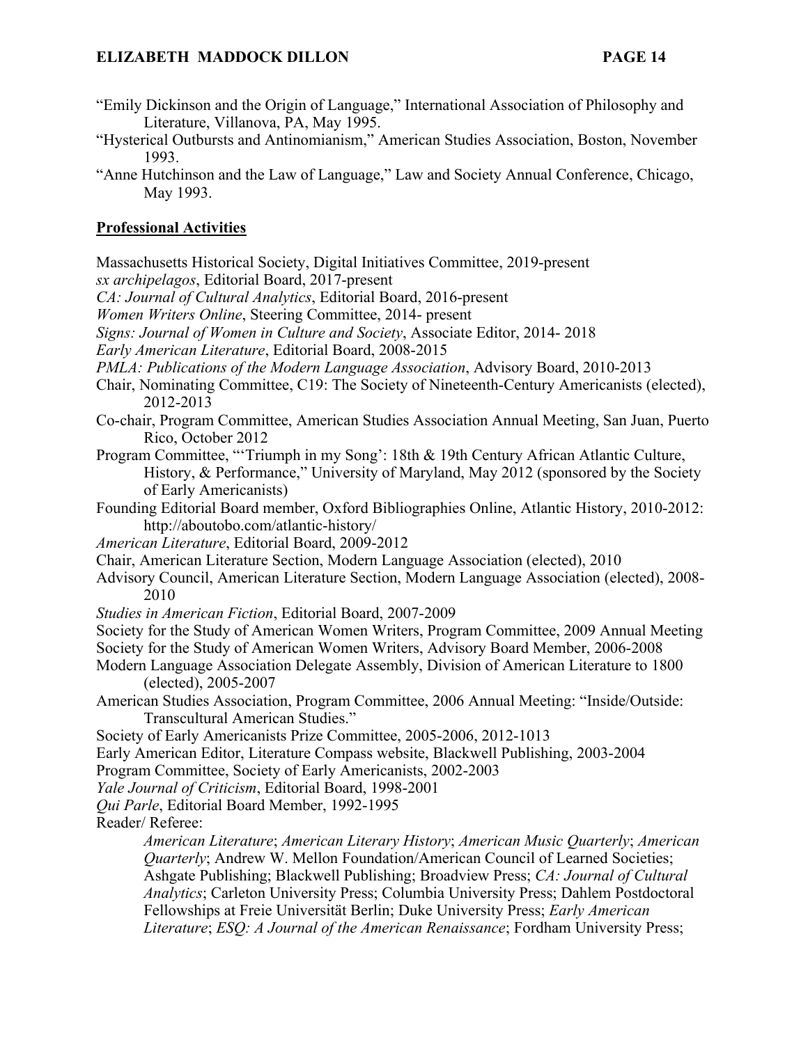"Emily Dickinson and the Origin of Language," International Association of Philosophy and Literature, Villanova, PA, May 1995.

"Hysterical Outbursts and Antinomianism," American Studies Association, Boston, November 1993.

"Anne Hutchinson and the Law of Language," Law and Society Annual Conference, Chicago, May 1993.

## Professional Activities

Massachusetts Historical Society, Digital Initiatives Committee, 2019-present

*sx archipelagos*, Editorial Board, 2017-present

*CA: Journal of Cultural Analytics*, Editorial Board, 2016-present

*Women Writers Online*, Steering Committee, 2014- present

*Signs: Journal of Women in Culture and Society*, Associate Editor, 2014- 2018

*Early American Literature*, Editorial Board, 2008-2015

*PMLA: Publications of the Modern Language Association*, Advisory Board, 2010-2013

Chair, Nominating Committee, C19: The Society of Nineteenth-Century Americanists (elected), 2012-2013

Co-chair, Program Committee, American Studies Association Annual Meeting, San Juan, Puerto Rico, October 2012

Program Committee, "'Triumph in my Song': 18th & 19th Century African Atlantic Culture, History, & Performance," University of Maryland, May 2012 (sponsored by the Society of Early Americanists)

Founding Editorial Board member, Oxford Bibliographies Online, Atlantic History, 2010-2012: http://aboutobo.com/atlantic-history/

*American Literature*, Editorial Board, 2009-2012

Chair, American Literature Section, Modern Language Association (elected), 2010

Advisory Council, American Literature Section, Modern Language Association (elected), 2008-2010

*Studies in American Fiction*, Editorial Board, 2007-2009

Society for the Study of American Women Writers, Program Committee, 2009 Annual Meeting

Society for the Study of American Women Writers, Advisory Board Member, 2006-2008

Modern Language Association Delegate Assembly, Division of American Literature to 1800 (elected), 2005-2007

American Studies Association, Program Committee, 2006 Annual Meeting: "Inside/Outside: Transcultural American Studies."

Society of Early Americanists Prize Committee, 2005-2006, 2012-1013

Early American Editor, Literature Compass website, Blackwell Publishing, 2003-2004

Program Committee, Society of Early Americanists, 2002-2003

*Yale Journal of Criticism*, Editorial Board, 1998-2001

*Qui Parle*, Editorial Board Member, 1992-1995

Reader/ Referee:

*American Literature*; *American Literary History*; *American Music Quarterly*; *American Quarterly*; Andrew W. Mellon Foundation/American Council of Learned Societies; Ashgate Publishing; Blackwell Publishing; Broadview Press; *CA: Journal of Cultural Analytics*; Carleton University Press; Columbia University Press; Dahlem Postdoctoral Fellowships at Freie Universität Berlin; Duke University Press; *Early American Literature*; *ESQ: A Journal of the American Renaissance*; Fordham University Press;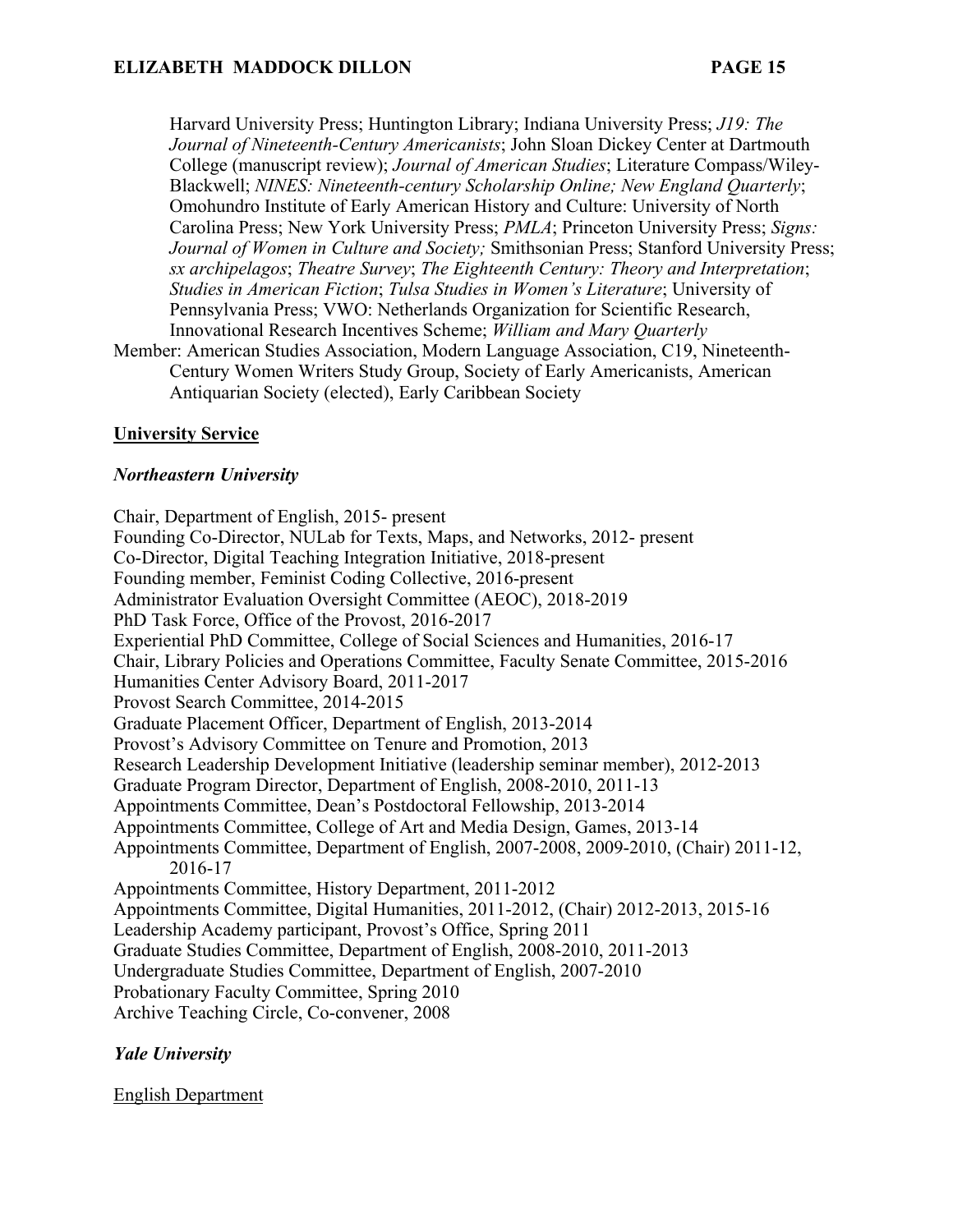Harvard University Press; Huntington Library; Indiana University Press; *J19: The Journal of Nineteenth-Century Americanists*; John Sloan Dickey Center at Dartmouth College (manuscript review); *Journal of American Studies*; Literature Compass/Wiley-Blackwell; *NINES: Nineteenth-century Scholarship Online; New England Quarterly*; Omohundro Institute of Early American History and Culture: University of North Carolina Press; New York University Press; *PMLA*; Princeton University Press; *Signs: Journal of Women in Culture and Society;* Smithsonian Press; Stanford University Press; *sx archipelagos*; *Theatre Survey*; *The Eighteenth Century: Theory and Interpretation*; *Studies in American Fiction*; *Tulsa Studies in Women's Literature*; University of Pennsylvania Press; VWO: Netherlands Organization for Scientific Research, Innovational Research Incentives Scheme; *William and Mary Quarterly*

Member: American Studies Association, Modern Language Association, C19, Nineteenth-Century Women Writers Study Group, Society of Early Americanists, American Antiquarian Society (elected), Early Caribbean Society

## University Service

### *Northeastern University*

Chair, Department of English, 2015- present
Founding Co-Director, NULab for Texts, Maps, and Networks, 2012- present
Co-Director, Digital Teaching Integration Initiative, 2018-present
Founding member, Feminist Coding Collective, 2016-present
Administrator Evaluation Oversight Committee (AEOC), 2018-2019
PhD Task Force, Office of the Provost, 2016-2017
Experiential PhD Committee, College of Social Sciences and Humanities, 2016-17
Chair, Library Policies and Operations Committee, Faculty Senate Committee, 2015-2016
Humanities Center Advisory Board, 2011-2017
Provost Search Committee, 2014-2015
Graduate Placement Officer, Department of English, 2013-2014
Provost's Advisory Committee on Tenure and Promotion, 2013
Research Leadership Development Initiative (leadership seminar member), 2012-2013
Graduate Program Director, Department of English, 2008-2010, 2011-13
Appointments Committee, Dean's Postdoctoral Fellowship, 2013-2014
Appointments Committee, College of Art and Media Design, Games, 2013-14
Appointments Committee, Department of English, 2007-2008, 2009-2010, (Chair) 2011-12, 2016-17
Appointments Committee, History Department, 2011-2012
Appointments Committee, Digital Humanities, 2011-2012, (Chair) 2012-2013, 2015-16
Leadership Academy participant, Provost's Office, Spring 2011
Graduate Studies Committee, Department of English, 2008-2010, 2011-2013
Undergraduate Studies Committee, Department of English, 2007-2010
Probationary Faculty Committee, Spring 2010
Archive Teaching Circle, Co-convener, 2008

### *Yale University*

English Department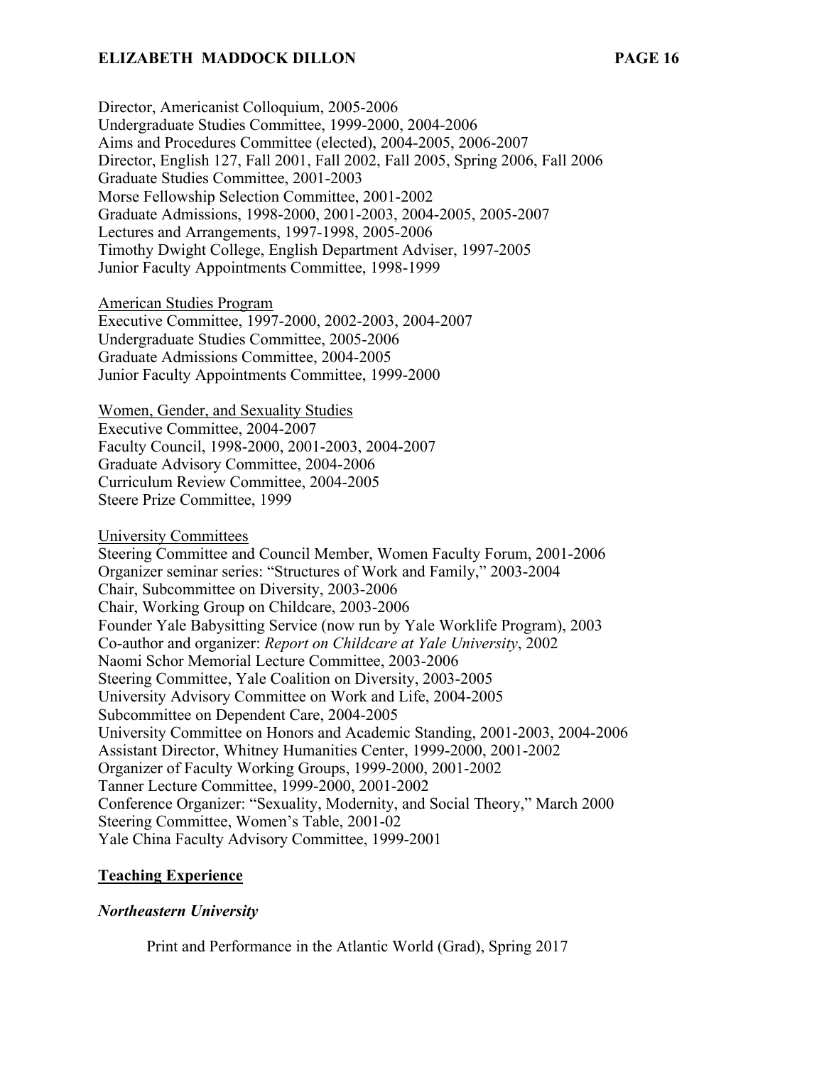Director, Americanist Colloquium, 2005-2006
Undergraduate Studies Committee, 1999-2000, 2004-2006
Aims and Procedures Committee (elected), 2004-2005, 2006-2007
Director, English 127, Fall 2001, Fall 2002, Fall 2005, Spring 2006, Fall 2006
Graduate Studies Committee, 2001-2003
Morse Fellowship Selection Committee, 2001-2002
Graduate Admissions, 1998-2000, 2001-2003, 2004-2005, 2005-2007
Lectures and Arrangements, 1997-1998, 2005-2006
Timothy Dwight College, English Department Adviser, 1997-2005
Junior Faculty Appointments Committee, 1998-1999

<u>American Studies Program</u>
Executive Committee, 1997-2000, 2002-2003, 2004-2007
Undergraduate Studies Committee, 2005-2006
Graduate Admissions Committee, 2004-2005
Junior Faculty Appointments Committee, 1999-2000

<u>Women, Gender, and Sexuality Studies</u>
Executive Committee, 2004-2007
Faculty Council, 1998-2000, 2001-2003, 2004-2007
Graduate Advisory Committee, 2004-2006
Curriculum Review Committee, 2004-2005
Steere Prize Committee, 1999

<u>University Committees</u>
Steering Committee and Council Member, Women Faculty Forum, 2001-2006
Organizer seminar series: "Structures of Work and Family," 2003-2004
Chair, Subcommittee on Diversity, 2003-2006
Chair, Working Group on Childcare, 2003-2006
Founder Yale Babysitting Service (now run by Yale Worklife Program), 2003
Co-author and organizer: *Report on Childcare at Yale University*, 2002
Naomi Schor Memorial Lecture Committee, 2003-2006
Steering Committee, Yale Coalition on Diversity, 2003-2005
University Advisory Committee on Work and Life, 2004-2005
Subcommittee on Dependent Care, 2004-2005
University Committee on Honors and Academic Standing, 2001-2003, 2004-2006
Assistant Director, Whitney Humanities Center, 1999-2000, 2001-2002
Organizer of Faculty Working Groups, 1999-2000, 2001-2002
Tanner Lecture Committee, 1999-2000, 2001-2002
Conference Organizer: "Sexuality, Modernity, and Social Theory," March 2000
Steering Committee, Women's Table, 2001-02
Yale China Faculty Advisory Committee, 1999-2001

## Teaching Experience

### *Northeastern University*

Print and Performance in the Atlantic World (Grad), Spring 2017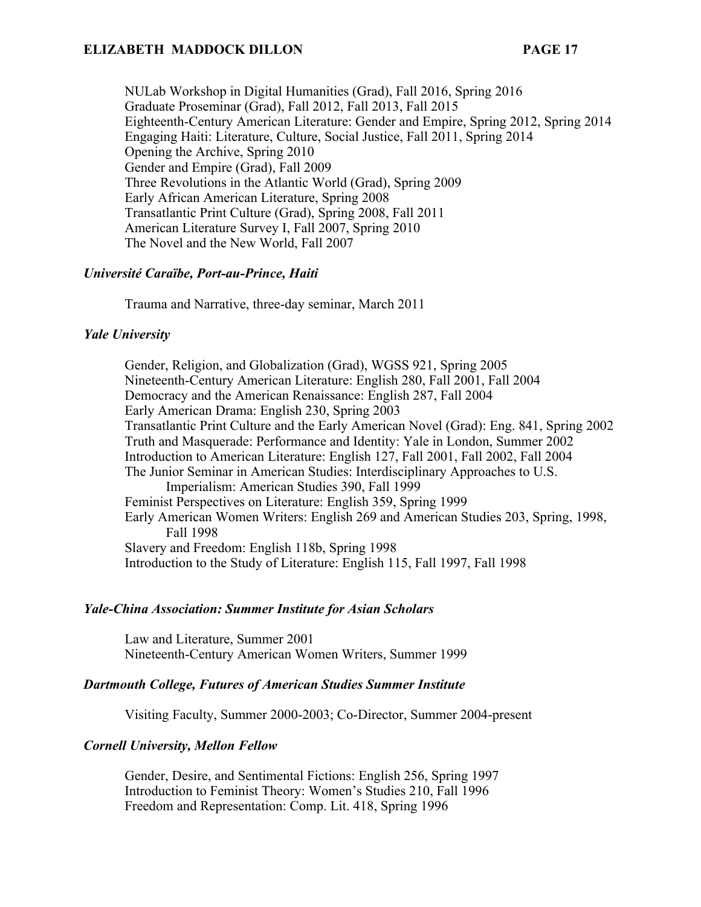NULab Workshop in Digital Humanities (Grad), Fall 2016, Spring 2016
Graduate Proseminar (Grad), Fall 2012, Fall 2013, Fall 2015
Eighteenth-Century American Literature: Gender and Empire, Spring 2012, Spring 2014
Engaging Haiti: Literature, Culture, Social Justice, Fall 2011, Spring 2014
Opening the Archive, Spring 2010
Gender and Empire (Grad), Fall 2009
Three Revolutions in the Atlantic World (Grad), Spring 2009
Early African American Literature, Spring 2008
Transatlantic Print Culture (Grad), Spring 2008, Fall 2011
American Literature Survey I, Fall 2007, Spring 2010
The Novel and the New World, Fall 2007

***Université Caraïbe, Port-au-Prince, Haiti***

Trauma and Narrative, three-day seminar, March 2011

***Yale University***

Gender, Religion, and Globalization (Grad), WGSS 921, Spring 2005
Nineteenth-Century American Literature: English 280, Fall 2001, Fall 2004
Democracy and the American Renaissance: English 287, Fall 2004
Early American Drama: English 230, Spring 2003
Transatlantic Print Culture and the Early American Novel (Grad): Eng. 841, Spring 2002
Truth and Masquerade: Performance and Identity: Yale in London, Summer 2002
Introduction to American Literature: English 127, Fall 2001, Fall 2002, Fall 2004
The Junior Seminar in American Studies: Interdisciplinary Approaches to U.S. Imperialism: American Studies 390, Fall 1999
Feminist Perspectives on Literature: English 359, Spring 1999
Early American Women Writers: English 269 and American Studies 203, Spring, 1998, Fall 1998
Slavery and Freedom: English 118b, Spring 1998
Introduction to the Study of Literature: English 115, Fall 1997, Fall 1998

***Yale-China Association: Summer Institute for Asian Scholars***

Law and Literature, Summer 2001
Nineteenth-Century American Women Writers, Summer 1999

***Dartmouth College, Futures of American Studies Summer Institute***

Visiting Faculty, Summer 2000-2003; Co-Director, Summer 2004-present

***Cornell University, Mellon Fellow***

Gender, Desire, and Sentimental Fictions: English 256, Spring 1997
Introduction to Feminist Theory: Women's Studies 210, Fall 1996
Freedom and Representation: Comp. Lit. 418, Spring 1996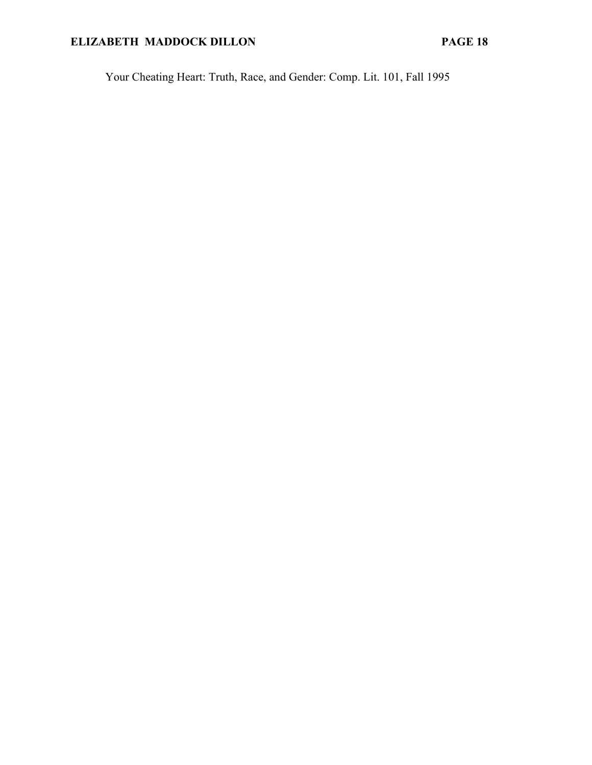Your Cheating Heart: Truth, Race, and Gender: Comp. Lit. 101, Fall 1995